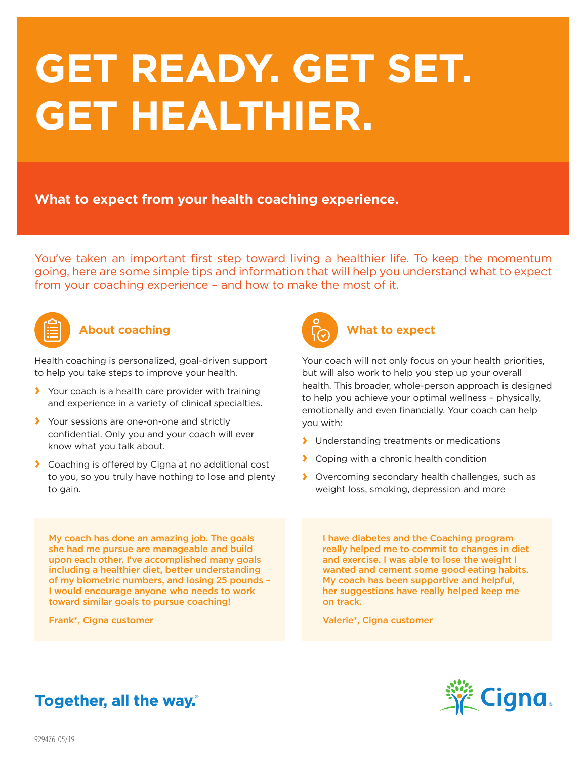# GET READY. GET SET. GET HEALTHIER.

**What to expect from your health coaching experience.**

You've taken an important first step toward living a healthier life. To keep the momentum going, here are some simple tips and information that will help you understand what to expect from your coaching experience – and how to make the most of it.

## About coaching

Health coaching is personalized, goal-driven support to help you take steps to improve your health.

- Your coach is a health care provider with training and experience in a variety of clinical specialties.
- Your sessions are one-on-one and strictly confidential. Only you and your coach will ever know what you talk about.
- Coaching is offered by Cigna at no additional cost to you, so you truly have nothing to lose and plenty to gain.

## What to expect

Your coach will not only focus on your health priorities, but will also work to help you step up your overall health. This broader, whole-person approach is designed to help you achieve your optimal wellness – physically, emotionally and even financially. Your coach can help you with:

- Understanding treatments or medications
- Coping with a chronic health condition
- Overcoming secondary health challenges, such as weight loss, smoking, depression and more

> My coach has done an amazing job. The goals she had me pursue are manageable and build upon each other. I've accomplished many goals including a healthier diet, better understanding of my biometric numbers, and losing 25 pounds – I would encourage anyone who needs to work toward similar goals to pursue coaching!
>
> Frank*, Cigna customer

> I have diabetes and the Coaching program really helped me to commit to changes in diet and exercise. I was able to lose the weight I wanted and cement some good eating habits. My coach has been supportive and helpful, her suggestions have really helped keep me on track.
>
> Valerie*, Cigna customer

Together, all the way.®

Cigna.

929476 05/19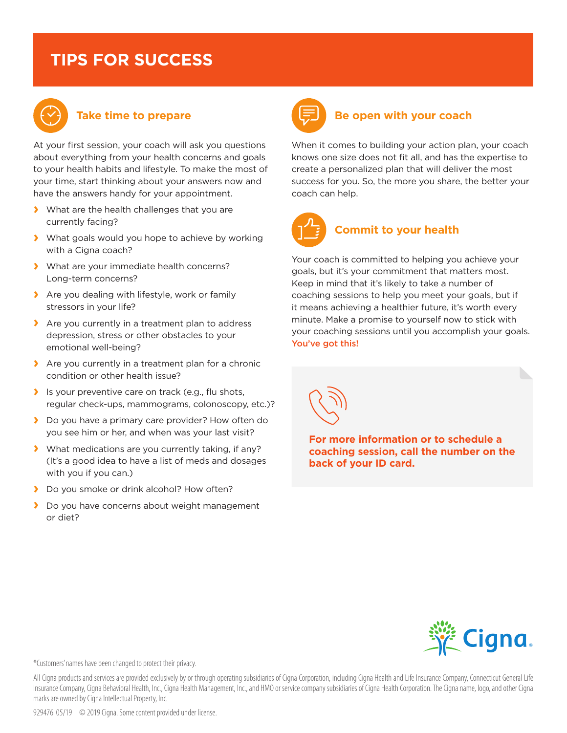# TIPS FOR SUCCESS

## Take time to prepare

At your first session, your coach will ask you questions about everything from your health concerns and goals to your health habits and lifestyle. To make the most of your time, start thinking about your answers now and have the answers handy for your appointment.

- What are the health challenges that you are currently facing?
- What goals would you hope to achieve by working with a Cigna coach?
- What are your immediate health concerns? Long-term concerns?
- Are you dealing with lifestyle, work or family stressors in your life?
- Are you currently in a treatment plan to address depression, stress or other obstacles to your emotional well-being?
- Are you currently in a treatment plan for a chronic condition or other health issue?
- Is your preventive care on track (e.g., flu shots, regular check-ups, mammograms, colonoscopy, etc.)?
- Do you have a primary care provider? How often do you see him or her, and when was your last visit?
- What medications are you currently taking, if any? (It's a good idea to have a list of meds and dosages with you if you can.)
- Do you smoke or drink alcohol? How often?
- Do you have concerns about weight management or diet?

## Be open with your coach

When it comes to building your action plan, your coach knows one size does not fit all, and has the expertise to create a personalized plan that will deliver the most success for you. So, the more you share, the better your coach can help.

## Commit to your health

Your coach is committed to helping you achieve your goals, but it's your commitment that matters most. Keep in mind that it's likely to take a number of coaching sessions to help you meet your goals, but if it means achieving a healthier future, it's worth every minute. Make a promise to yourself now to stick with your coaching sessions until you accomplish your goals. You've got this!

**For more information or to schedule a coaching session, call the number on the back of your ID card.**

Cigna.

*Customers' names have been changed to protect their privacy.

All Cigna products and services are provided exclusively by or through operating subsidiaries of Cigna Corporation, including Cigna Health and Life Insurance Company, Connecticut General Life Insurance Company, Cigna Behavioral Health, Inc., Cigna Health Management, Inc., and HMO or service company subsidiaries of Cigna Health Corporation. The Cigna name, logo, and other Cigna marks are owned by Cigna Intellectual Property, Inc.

929476 05/19 © 2019 Cigna. Some content provided under license.